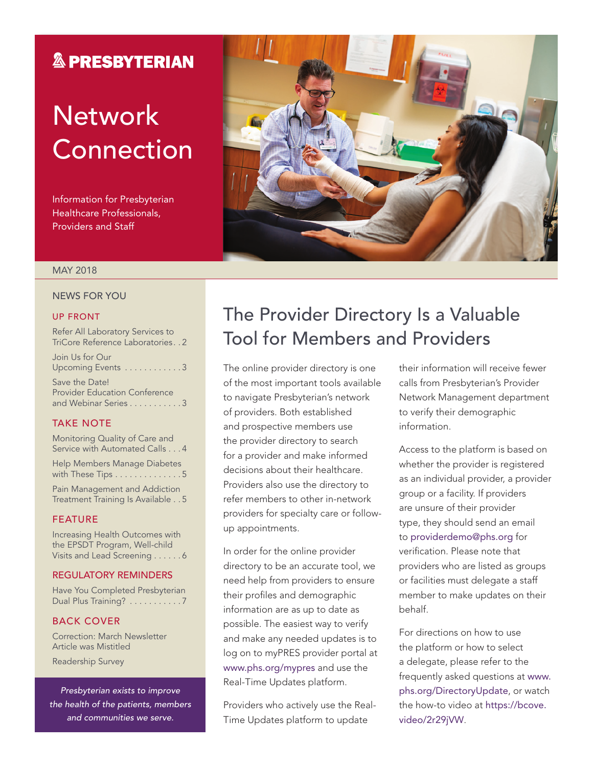PRESBYTERIAN

# Network Connection

Information for Presbyterian Healthcare Professionals, Providers and Staff

MAY 2018

## NEWS FOR YOU

### UP FRONT

Refer All Laboratory Services to TriCore Reference Laboratories . . 2

Join Us for Our Upcoming Events . . . . . . . . . . . . 3

Save the Date! Provider Education Conference and Webinar Series . . . . . . . . . . . 3

### TAKE NOTE

Monitoring Quality of Care and Service with Automated Calls . . . 4

Help Members Manage Diabetes with These Tips . . . . . . . . . . . . . . 5

Pain Management and Addiction Treatment Training Is Available . . 5

### FEATURE

Increasing Health Outcomes with the EPSDT Program, Well-child Visits and Lead Screening . . . . . . 6

### REGULATORY REMINDERS

Have You Completed Presbyterian Dual Plus Training? . . . . . . . . . . . 7

### BACK COVER

Correction: March Newsletter Article was Mistitled

Readership Survey

*Presbyterian exists to improve the health of the patients, members and communities we serve.*

## The Provider Directory Is a Valuable Tool for Members and Providers

The online provider directory is one of the most important tools available to navigate Presbyterian's network of providers. Both established and prospective members use the provider directory to search for a provider and make informed decisions about their healthcare. Providers also use the directory to refer members to other in-network providers for specialty care or follow-up appointments.

In order for the online provider directory to be an accurate tool, we need help from providers to ensure their profiles and demographic information are as up to date as possible. The easiest way to verify and make any needed updates is to log on to myPRES provider portal at www.phs.org/mypres and use the Real-Time Updates platform.

Providers who actively use the Real-Time Updates platform to update their information will receive fewer calls from Presbyterian's Provider Network Management department to verify their demographic information.

Access to the platform is based on whether the provider is registered as an individual provider, a provider group or a facility. If providers are unsure of their provider type, they should send an email to providerdemo@phs.org for verification. Please note that providers who are listed as groups or facilities must delegate a staff member to make updates on their behalf.

For directions on how to use the platform or how to select a delegate, please refer to the frequently asked questions at www.phs.org/DirectoryUpdate, or watch the how-to video at https://bcove.video/2r29jVW.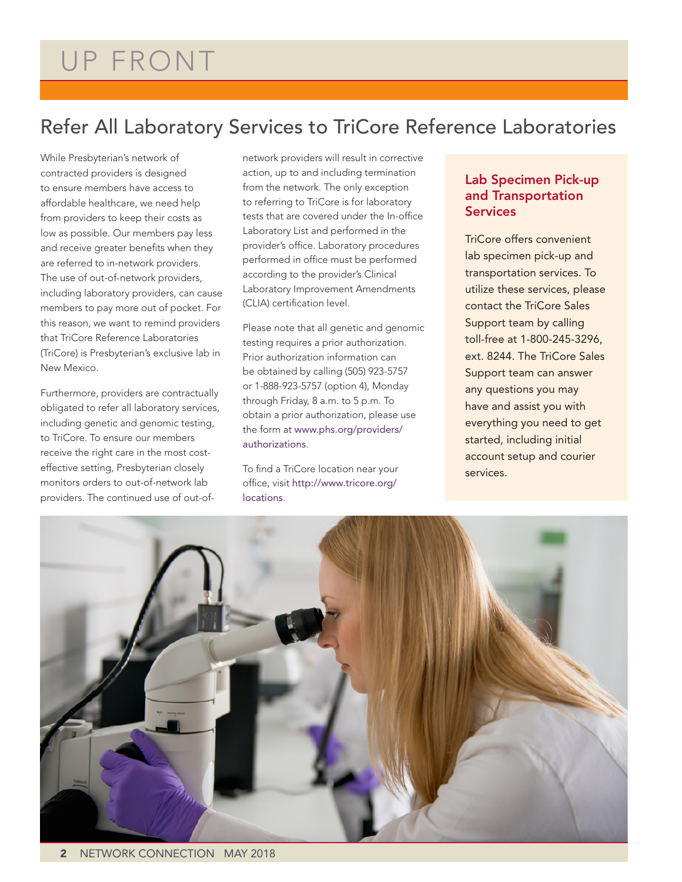# UP FRONT

## Refer All Laboratory Services to TriCore Reference Laboratories

While Presbyterian's network of contracted providers is designed to ensure members have access to affordable healthcare, we need help from providers to keep their costs as low as possible. Our members pay less and receive greater benefits when they are referred to in-network providers. The use of out-of-network providers, including laboratory providers, can cause members to pay more out of pocket. For this reason, we want to remind providers that TriCore Reference Laboratories (TriCore) is Presbyterian's exclusive lab in New Mexico.

Furthermore, providers are contractually obligated to refer all laboratory services, including genetic and genomic testing, to TriCore. To ensure our members receive the right care in the most cost-effective setting, Presbyterian closely monitors orders to out-of-network lab providers. The continued use of out-of-network providers will result in corrective action, up to and including termination from the network. The only exception to referring to TriCore is for laboratory tests that are covered under the In-office Laboratory List and performed in the provider's office. Laboratory procedures performed in office must be performed according to the provider's Clinical Laboratory Improvement Amendments (CLIA) certification level.

Please note that all genetic and genomic testing requires a prior authorization. Prior authorization information can be obtained by calling (505) 923-5757 or 1-888-923-5757 (option 4), Monday through Friday, 8 a.m. to 5 p.m. To obtain a prior authorization, please use the form at www.phs.org/providers/authorizations.

To find a TriCore location near your office, visit http://www.tricore.org/locations.

### Lab Specimen Pick-up and Transportation Services

TriCore offers convenient lab specimen pick-up and transportation services. To utilize these services, please contact the TriCore Sales Support team by calling toll-free at 1-800-245-3296, ext. 8244. The TriCore Sales Support team can answer any questions you may have and assist you with everything you need to get started, including initial account setup and courier services.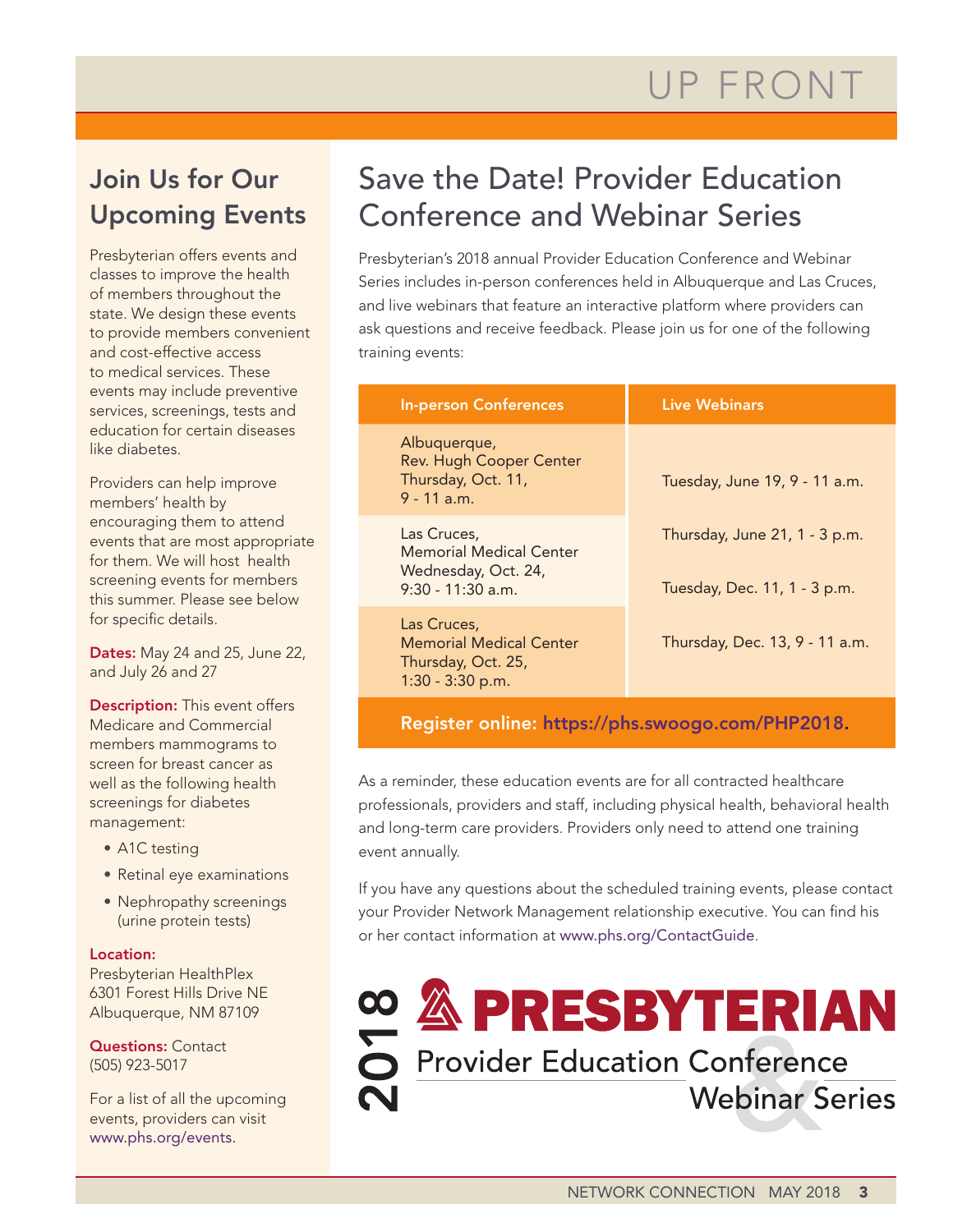# UP FRONT

## Join Us for Our Upcoming Events

Presbyterian offers events and classes to improve the health of members throughout the state. We design these events to provide members convenient and cost-effective access to medical services. These events may include preventive services, screenings, tests and education for certain diseases like diabetes.

Providers can help improve members' health by encouraging them to attend events that are most appropriate for them. We will host health screening events for members this summer. Please see below for specific details.

**Dates:** May 24 and 25, June 22, and July 26 and 27

**Description:** This event offers Medicare and Commercial members mammograms to screen for breast cancer as well as the following health screenings for diabetes management:

- A1C testing
- Retinal eye examinations
- Nephropathy screenings (urine protein tests)

**Location:**
Presbyterian HealthPlex
6301 Forest Hills Drive NE
Albuquerque, NM 87109

**Questions:** Contact (505) 923-5017

For a list of all the upcoming events, providers can visit www.phs.org/events.

## Save the Date! Provider Education Conference and Webinar Series

Presbyterian's 2018 annual Provider Education Conference and Webinar Series includes in-person conferences held in Albuquerque and Las Cruces, and live webinars that feature an interactive platform where providers can ask questions and receive feedback. Please join us for one of the following training events:

| In-person Conferences | Live Webinars |
|---|---|
| Albuquerque, Rev. Hugh Cooper Center Thursday, Oct. 11, 9 - 11 a.m. | Tuesday, June 19, 9 - 11 a.m. |
| Las Cruces, Memorial Medical Center Wednesday, Oct. 24, 9:30 - 11:30 a.m. | Thursday, June 21, 1 - 3 p.m. |
| | Tuesday, Dec. 11, 1 - 3 p.m. |
| Las Cruces, Memorial Medical Center Thursday, Oct. 25, 1:30 - 3:30 p.m. | Thursday, Dec. 13, 9 - 11 a.m. |

**Register online: https://phs.swoogo.com/PHP2018.**

As a reminder, these education events are for all contracted healthcare professionals, providers and staff, including physical health, behavioral health and long-term care providers. Providers only need to attend one training event annually.

If you have any questions about the scheduled training events, please contact your Provider Network Management relationship executive. You can find his or her contact information at www.phs.org/ContactGuide.

2018 PRESBYTERIAN Provider Education Conference & Webinar Series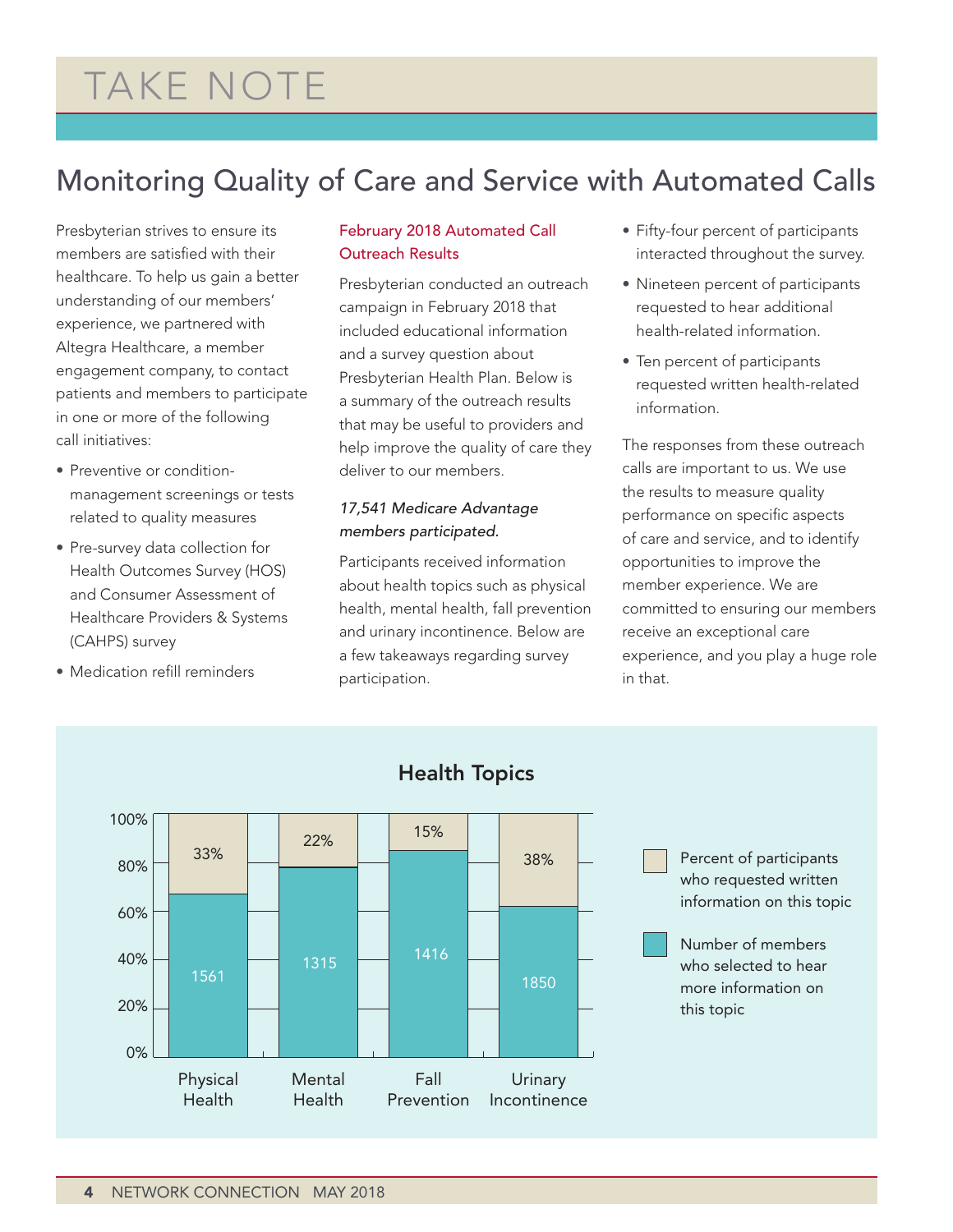# TAKE NOTE

## Monitoring Quality of Care and Service with Automated Calls

Presbyterian strives to ensure its members are satisfied with their healthcare. To help us gain a better understanding of our members' experience, we partnered with Altegra Healthcare, a member engagement company, to contact patients and members to participate in one or more of the following call initiatives:

- Preventive or condition-management screenings or tests related to quality measures
- Pre-survey data collection for Health Outcomes Survey (HOS) and Consumer Assessment of Healthcare Providers & Systems (CAHPS) survey
- Medication refill reminders

### February 2018 Automated Call Outreach Results

Presbyterian conducted an outreach campaign in February 2018 that included educational information and a survey question about Presbyterian Health Plan. Below is a summary of the outreach results that may be useful to providers and help improve the quality of care they deliver to our members.

*17,541 Medicare Advantage members participated.*

Participants received information about health topics such as physical health, mental health, fall prevention and urinary incontinence. Below are a few takeaways regarding survey participation.

- Fifty-four percent of participants interacted throughout the survey.
- Nineteen percent of participants requested to hear additional health-related information.
- Ten percent of participants requested written health-related information.

The responses from these outreach calls are important to us. We use the results to measure quality performance on specific aspects of care and service, and to identify opportunities to improve the member experience. We are committed to ensuring our members receive an exceptional care experience, and you play a huge role in that.

**Health Topics**

| Health Topic | Number of members who selected to hear more information on this topic | Percent of participants who requested written information on this topic |
|---|---|---|
| Physical Health | 1561 | 33% |
| Mental Health | 1315 | 22% |
| Fall Prevention | 1416 | 15% |
| Urinary Incontinence | 1850 | 38% |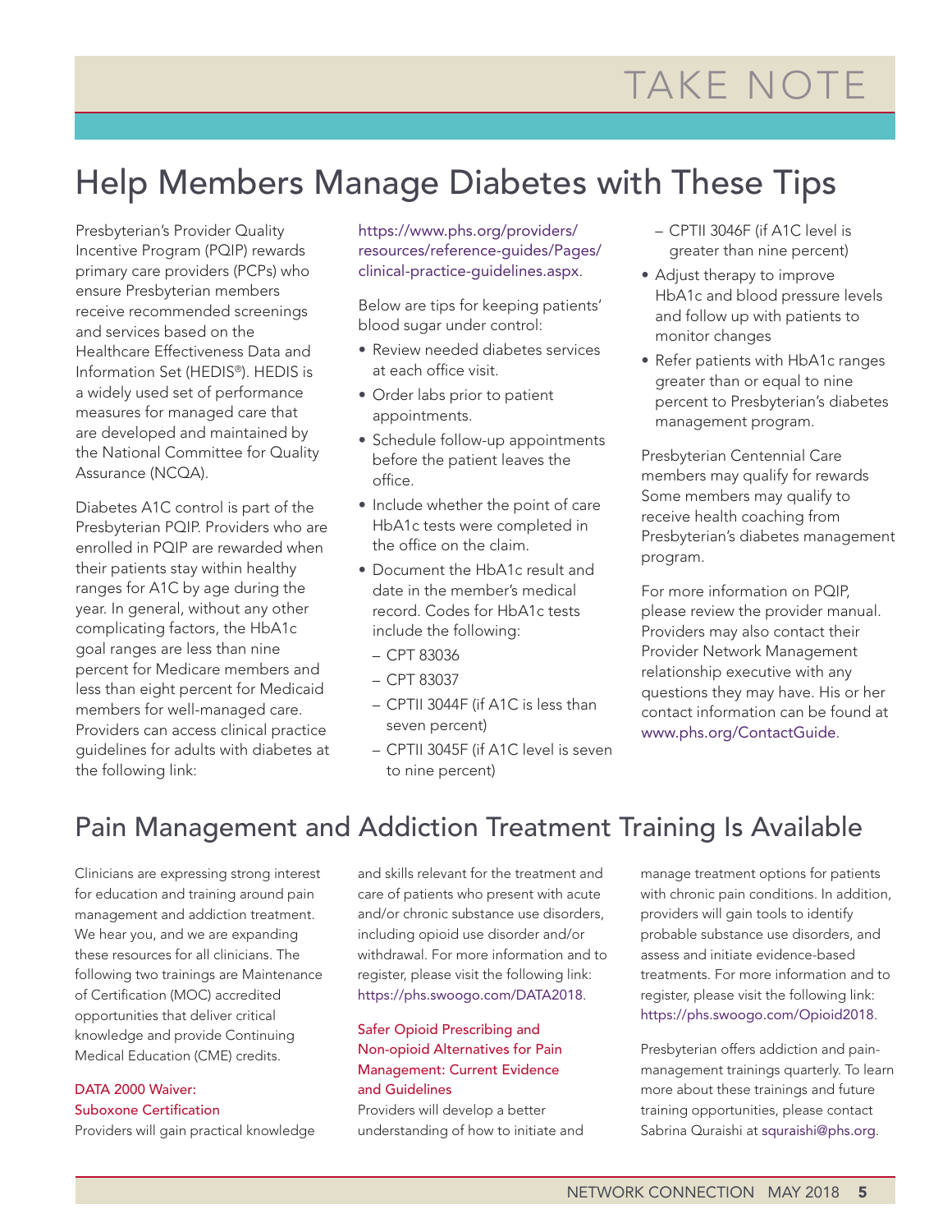# TAKE NOTE

## Help Members Manage Diabetes with These Tips

Presbyterian's Provider Quality Incentive Program (PQIP) rewards primary care providers (PCPs) who ensure Presbyterian members receive recommended screenings and services based on the Healthcare Effectiveness Data and Information Set (HEDIS®). HEDIS is a widely used set of performance measures for managed care that are developed and maintained by the National Committee for Quality Assurance (NCQA).

Diabetes A1C control is part of the Presbyterian PQIP. Providers who are enrolled in PQIP are rewarded when their patients stay within healthy ranges for A1C by age during the year. In general, without any other complicating factors, the HbA1c goal ranges are less than nine percent for Medicare members and less than eight percent for Medicaid members for well-managed care. Providers can access clinical practice guidelines for adults with diabetes at the following link: https://www.phs.org/providers/resources/reference-guides/Pages/clinical-practice-guidelines.aspx.

Below are tips for keeping patients' blood sugar under control:

- Review needed diabetes services at each office visit.
- Order labs prior to patient appointments.
- Schedule follow-up appointments before the patient leaves the office.
- Include whether the point of care HbA1c tests were completed in the office on the claim.
- Document the HbA1c result and date in the member's medical record. Codes for HbA1c tests include the following:
  - CPT 83036
  - CPT 83037
  - CPTII 3044F (if A1C is less than seven percent)
  - CPTII 3045F (if A1C level is seven to nine percent)
  - CPTII 3046F (if A1C level is greater than nine percent)
- Adjust therapy to improve HbA1c and blood pressure levels and follow up with patients to monitor changes
- Refer patients with HbA1c ranges greater than or equal to nine percent to Presbyterian's diabetes management program.

Presbyterian Centennial Care members may qualify for rewards Some members may qualify to receive health coaching from Presbyterian's diabetes management program.

For more information on PQIP, please review the provider manual. Providers may also contact their Provider Network Management relationship executive with any questions they may have. His or her contact information can be found at www.phs.org/ContactGuide.

## Pain Management and Addiction Treatment Training Is Available

Clinicians are expressing strong interest for education and training around pain management and addiction treatment. We hear you, and we are expanding these resources for all clinicians. The following two trainings are Maintenance of Certification (MOC) accredited opportunities that deliver critical knowledge and provide Continuing Medical Education (CME) credits.

### DATA 2000 Waiver: Suboxone Certification

Providers will gain practical knowledge and skills relevant for the treatment and care of patients who present with acute and/or chronic substance use disorders, including opioid use disorder and/or withdrawal. For more information and to register, please visit the following link: https://phs.swoogo.com/DATA2018.

### Safer Opioid Prescribing and Non-opioid Alternatives for Pain Management: Current Evidence and Guidelines

Providers will develop a better understanding of how to initiate and manage treatment options for patients with chronic pain conditions. In addition, providers will gain tools to identify probable substance use disorders, and assess and initiate evidence-based treatments. For more information and to register, please visit the following link: https://phs.swoogo.com/Opioid2018.

Presbyterian offers addiction and pain-management trainings quarterly. To learn more about these trainings and future training opportunities, please contact Sabrina Quraishi at squraishi@phs.org.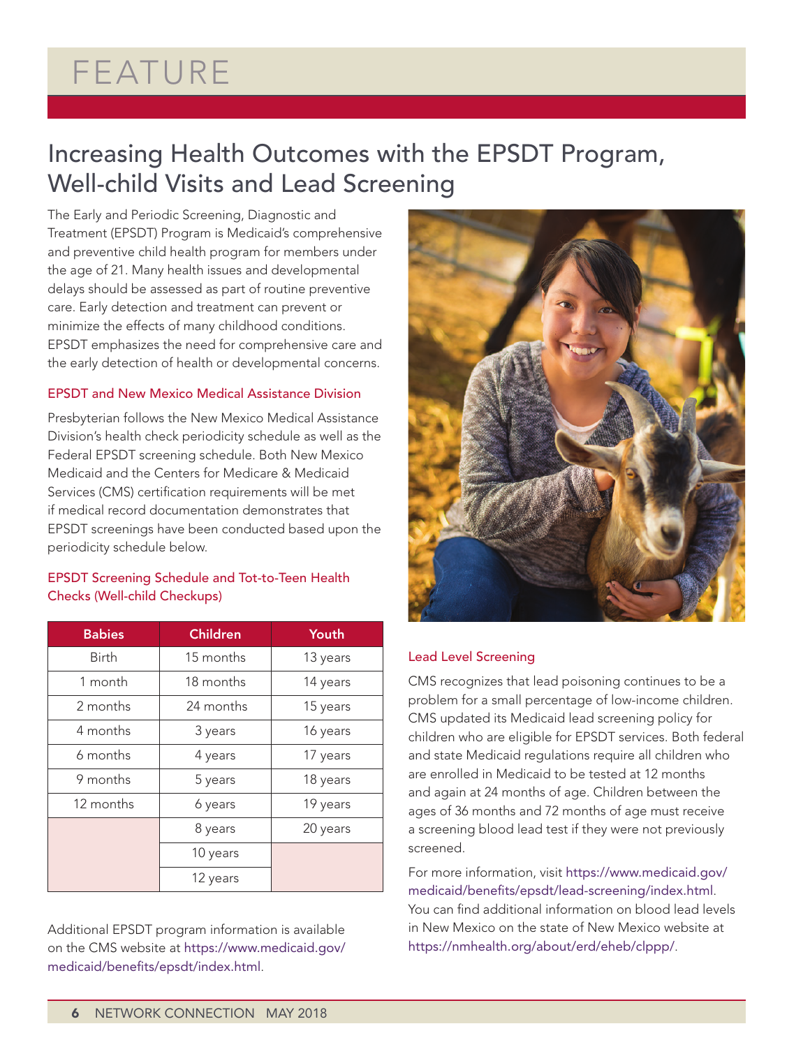# FEATURE

## Increasing Health Outcomes with the EPSDT Program, Well-child Visits and Lead Screening

The Early and Periodic Screening, Diagnostic and Treatment (EPSDT) Program is Medicaid's comprehensive and preventive child health program for members under the age of 21. Many health issues and developmental delays should be assessed as part of routine preventive care. Early detection and treatment can prevent or minimize the effects of many childhood conditions. EPSDT emphasizes the need for comprehensive care and the early detection of health or developmental concerns.

### EPSDT and New Mexico Medical Assistance Division

Presbyterian follows the New Mexico Medical Assistance Division's health check periodicity schedule as well as the Federal EPSDT screening schedule. Both New Mexico Medicaid and the Centers for Medicare & Medicaid Services (CMS) certification requirements will be met if medical record documentation demonstrates that EPSDT screenings have been conducted based upon the periodicity schedule below.

### EPSDT Screening Schedule and Tot-to-Teen Health Checks (Well-child Checkups)

| Babies | Children | Youth |
|---|---|---|
| Birth | 15 months | 13 years |
| 1 month | 18 months | 14 years |
| 2 months | 24 months | 15 years |
| 4 months | 3 years | 16 years |
| 6 months | 4 years | 17 years |
| 9 months | 5 years | 18 years |
| 12 months | 6 years | 19 years |
| | 8 years | 20 years |
| | 10 years | |
| | 12 years | |

Additional EPSDT program information is available on the CMS website at https://www.medicaid.gov/medicaid/benefits/epsdt/index.html.

### Lead Level Screening

CMS recognizes that lead poisoning continues to be a problem for a small percentage of low-income children. CMS updated its Medicaid lead screening policy for children who are eligible for EPSDT services. Both federal and state Medicaid regulations require all children who are enrolled in Medicaid to be tested at 12 months and again at 24 months of age. Children between the ages of 36 months and 72 months of age must receive a screening blood lead test if they were not previously screened.

For more information, visit https://www.medicaid.gov/medicaid/benefits/epsdt/lead-screening/index.html. You can find additional information on blood lead levels in New Mexico on the state of New Mexico website at https://nmhealth.org/about/erd/eheb/clppp/.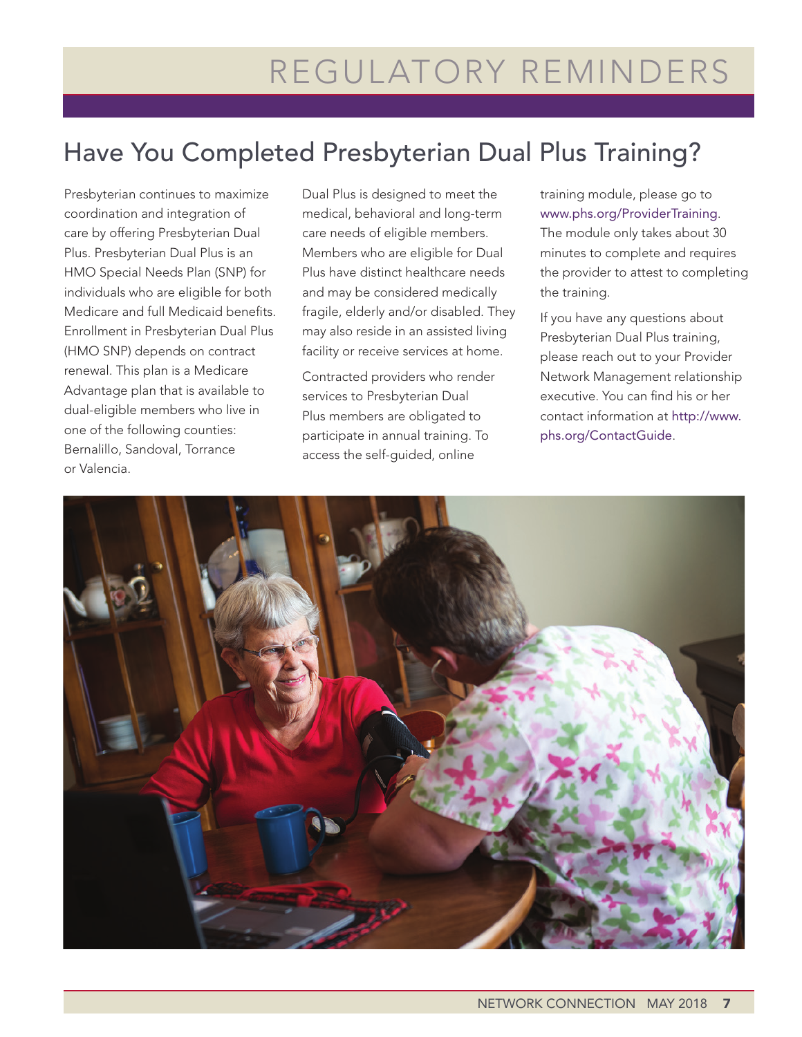# REGULATORY REMINDERS

## Have You Completed Presbyterian Dual Plus Training?

Presbyterian continues to maximize coordination and integration of care by offering Presbyterian Dual Plus. Presbyterian Dual Plus is an HMO Special Needs Plan (SNP) for individuals who are eligible for both Medicare and full Medicaid benefits. Enrollment in Presbyterian Dual Plus (HMO SNP) depends on contract renewal. This plan is a Medicare Advantage plan that is available to dual-eligible members who live in one of the following counties: Bernalillo, Sandoval, Torrance or Valencia.

Dual Plus is designed to meet the medical, behavioral and long-term care needs of eligible members. Members who are eligible for Dual Plus have distinct healthcare needs and may be considered medically fragile, elderly and/or disabled. They may also reside in an assisted living facility or receive services at home.

Contracted providers who render services to Presbyterian Dual Plus members are obligated to participate in annual training. To access the self-guided, online training module, please go to www.phs.org/ProviderTraining. The module only takes about 30 minutes to complete and requires the provider to attest to completing the training.

If you have any questions about Presbyterian Dual Plus training, please reach out to your Provider Network Management relationship executive. You can find his or her contact information at http://www.phs.org/ContactGuide.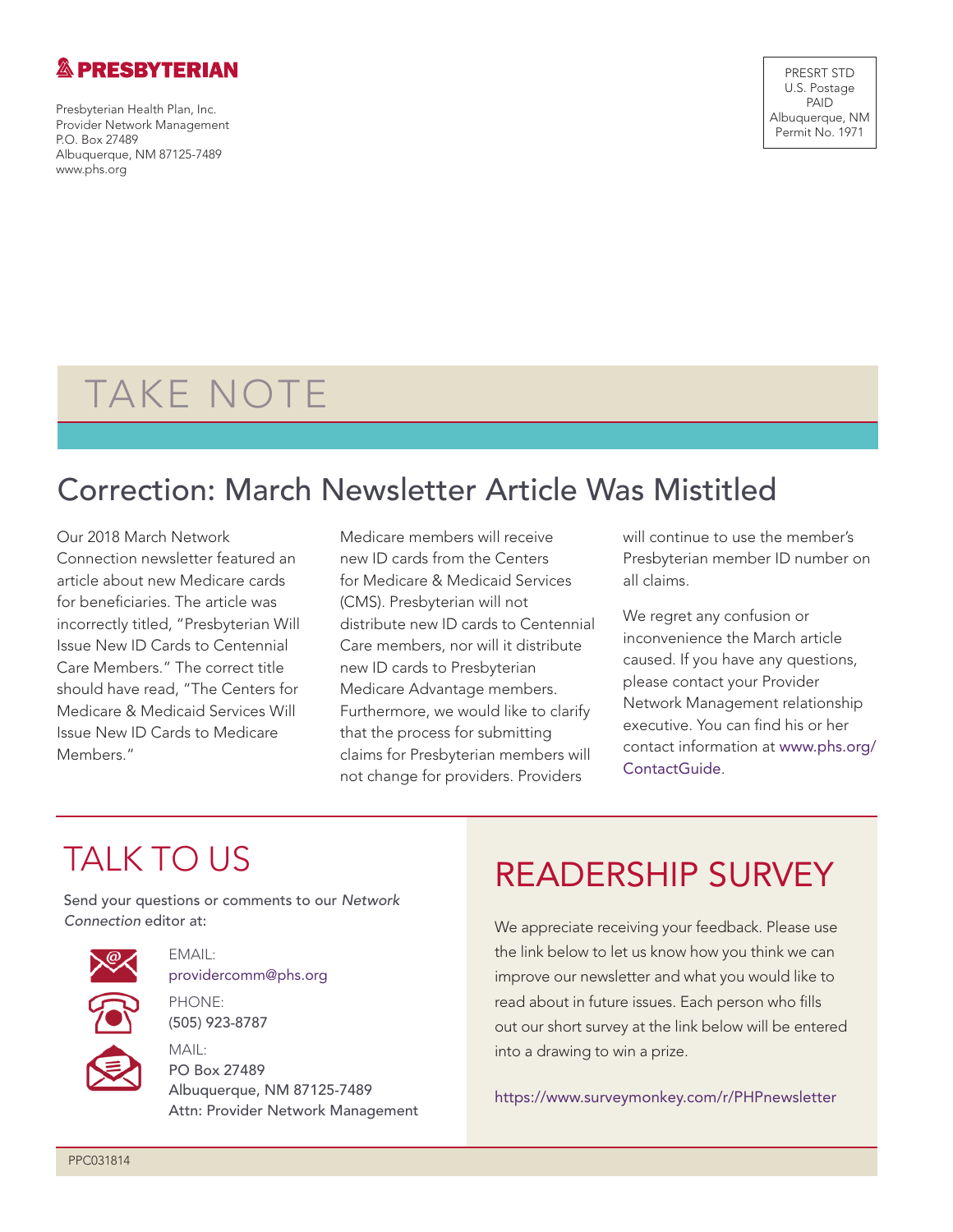**PRESBYTERIAN**

Presbyterian Health Plan, Inc.
Provider Network Management
P.O. Box 27489
Albuquerque, NM 87125-7489
www.phs.org

PRESRT STD
U.S. Postage
PAID
Albuquerque, NM
Permit No. 1971

# TAKE NOTE

## Correction: March Newsletter Article Was Mistitled

Our 2018 March Network Connection newsletter featured an article about new Medicare cards for beneficiaries. The article was incorrectly titled, "Presbyterian Will Issue New ID Cards to Centennial Care Members." The correct title should have read, "The Centers for Medicare & Medicaid Services Will Issue New ID Cards to Medicare Members."

Medicare members will receive new ID cards from the Centers for Medicare & Medicaid Services (CMS). Presbyterian will not distribute new ID cards to Centennial Care members, nor will it distribute new ID cards to Presbyterian Medicare Advantage members. Furthermore, we would like to clarify that the process for submitting claims for Presbyterian members will not change for providers. Providers will continue to use the member's Presbyterian member ID number on all claims.

We regret any confusion or inconvenience the March article caused. If you have any questions, please contact your Provider Network Management relationship executive. You can find his or her contact information at www.phs.org/ContactGuide.

## TALK TO US

Send your questions or comments to our *Network Connection* editor at:

EMAIL:
providercomm@phs.org

PHONE:
(505) 923-8787

MAIL:
PO Box 27489
Albuquerque, NM 87125-7489
Attn: Provider Network Management

## READERSHIP SURVEY

We appreciate receiving your feedback. Please use the link below to let us know how you think we can improve our newsletter and what you would like to read about in future issues. Each person who fills out our short survey at the link below will be entered into a drawing to win a prize.

https://www.surveymonkey.com/r/PHPnewsletter

PPC031814